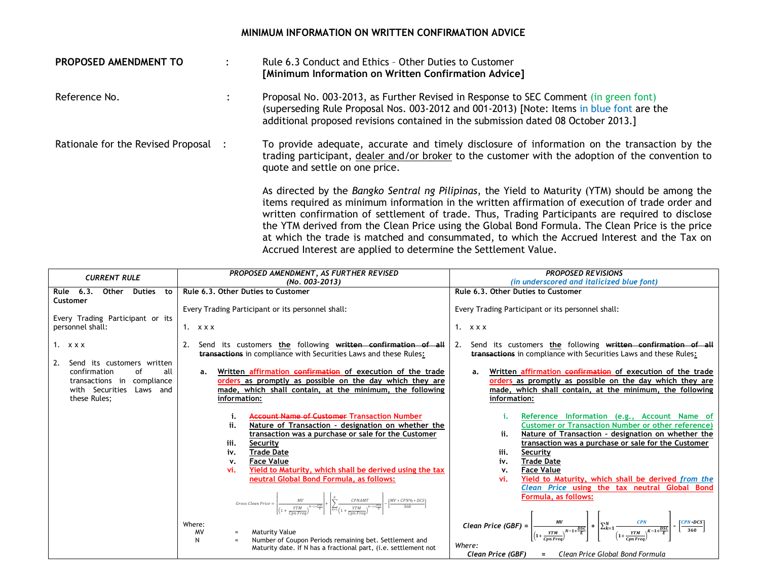# MINIMUM INFORMATION ON WRITTEN CONFIRMATION ADVICE

**PROPOSED AMENDMENT TO** : Rule 6.3 Conduct and Ethics – Other Duties to Customer **[Minimum Information on Written Confirmation Advice]**

Reference No. : Proposal No. 003-2013, as Further Revised in Response to SEC Comment (in green font) (superseding Rule Proposal Nos. 003-2012 and 001-2013) [Note: Items in blue font are the additional proposed revisions contained in the submission dated 08 October 2013.]

Rationale for the Revised Proposal : To provide adequate, accurate and timely disclosure of information on the transaction by the trading participant, dealer and/or broker to the customer with the adoption of the convention to quote and settle on one price.

As directed by the *Bangko Sentral ng Pilipinas*, the Yield to Maturity (YTM) should be among the items required as minimum information in the written affirmation of execution of trade order and written confirmation of settlement of trade. Thus, Trading Participants are required to disclose the YTM derived from the Clean Price using the Global Bond Formula. The Clean Price is the price at which the trade is matched and consummated, to which the Accrued Interest and the Tax on Accrued Interest are applied to determine the Settlement Value.

| *CURRENT RULE* | *PROPOSED AMENDMENT, AS FURTHER REVISED (No. 003-2013)* | *PROPOSED REVISIONS (in underscored and italicized blue font)* |
|---|---|---|
| **Rule 6.3. Other Duties to Customer**<br><br>Every Trading Participant or its personnel shall:<br><br>1. x x x<br><br>2. Send its customers written confirmation of all transactions in compliance with Securities Laws and these Rules; | **Rule 6.3. Other Duties to Customer**<br><br>Every Trading Participant or its personnel shall:<br><br>1. x x x<br><br>2. Send its customers **the** following ~~**written confirmation of all transactions**~~ in compliance with Securities Laws and these Rules**:**<br><br>**a. Written affirmation ~~confirmation~~ of execution of the trade orders as promptly as possible on the day which they are made, which shall contain, at the minimum, the following information:**<br><br>i. ~~Account Name of Customer~~ Transaction Number<br>ii. Nature of Transaction – designation on whether the transaction was a purchase or sale for the Customer<br>iii. Security<br>iv. Trade Date<br>v. Face Value<br>vi. Yield to Maturity, which shall be derived using the tax neutral Global Bond Formula, as follows:<br><br>$Gross\ Clean\ Price = \left[\frac{MV}{\left(1+\frac{YTM}{Cpn\ Freq}\right)^{N-1+\frac{DSC}{E}}}\right] + \left[\sum_{k=1}^{N}\frac{CPNAMT}{\left(1+\frac{YTM}{Cpn\ Freq}\right)^{K-1+\frac{DSC}{E}}}\right] - \left[\frac{MV * CPN\% * DCS}{360}\right]$<br><br>Where:<br>MV = Maturity Value<br>N = Number of Coupon Periods remaining bet. Settlement and Maturity date. If N has a fractional part, (i.e. settlement not | **Rule 6.3. Other Duties to Customer**<br><br>Every Trading Participant or its personnel shall:<br><br>1. x x x<br><br>2. Send its customers **the** following ~~**written confirmation of all transactions**~~ in compliance with Securities Laws and these Rules**:**<br><br>**a. Written affirmation ~~confirmation~~ of execution of the trade orders as promptly as possible on the day which they are made, which shall contain, at the minimum, the following information:**<br><br>i. Reference Information (e.g., Account Name of Customer or Transaction Number or other reference)<br>ii. Nature of Transaction – designation on whether the transaction was a purchase or sale for the Customer<br>iii. Security<br>iv. Trade Date<br>v. Face Value<br>vi. Yield to Maturity, which shall be derived *from the Clean Price* using the tax neutral Global Bond Formula, as follows:<br><br>$Clean\ Price\ (GBF) = \left[\frac{MV}{\left(1+\frac{YTM}{Cpn\ Freq}\right)^{N-1+\frac{DSC}{E}}}\right] + \left[\sum_{k=1}^{N}\frac{CPN}{\left(1+\frac{YTM}{Cpn\ Freq}\right)^{K-1+\frac{DSC}{E}}}\right] - \left[\frac{CPN * DCS}{360}\right]$<br><br>*Where:*<br>*Clean Price (GBF) = Clean Price Global Bond Formula* |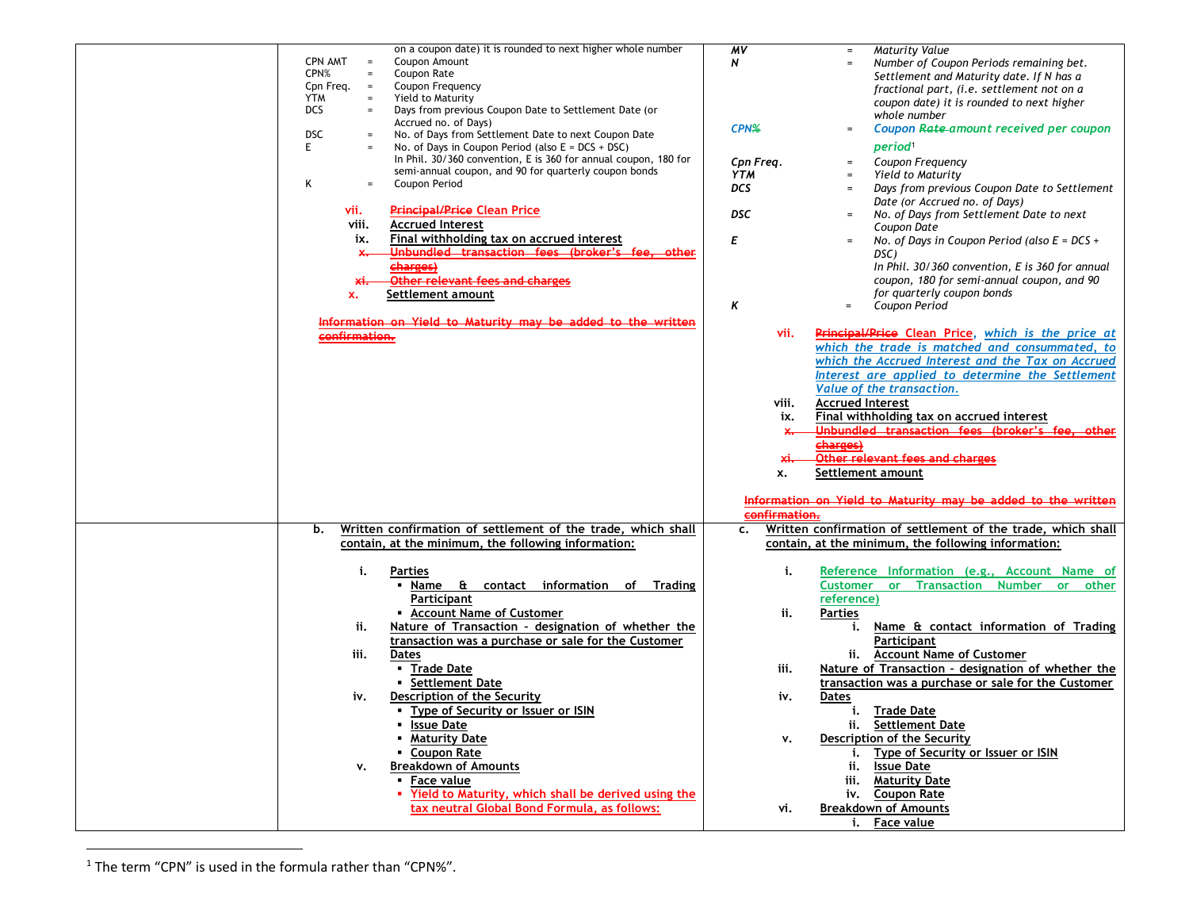| | | |
|---|---|---|
| | on a coupon date) it is rounded to next higher whole number<br>CPN AMT = Coupon Amount<br>CPN% = Coupon Rate<br>Cpn Freq. = Coupon Frequency<br>YTM = Yield to Maturity<br>DCS = Days from previous Coupon Date to Settlement Date (or Accrued no. of Days)<br>DSC = No. of Days from Settlement Date to next Coupon Date<br>E = No. of Days in Coupon Period (also E = DCS + DSC) In Phil. 30/360 convention, E is 360 for annual coupon, 180 for semi-annual coupon, and 90 for quarterly coupon bonds<br>K = Coupon Period<br><br>vii. ~~Principal/Price~~ Clean Price<br>viii. Accrued Interest<br>ix. Final withholding tax on accrued interest<br>~~x. Unbundled transaction fees (broker's fee, other charges)~~<br>~~xi. Other relevant fees and charges~~<br>x. Settlement amount<br><br>~~Information on Yield to Maturity may be added to the written confirmation.~~ | *MV* = *Maturity Value*<br>*N* = *Number of Coupon Periods remaining bet. Settlement and Maturity date. If N has a fractional part, (i.e. settlement not on a coupon date) it is rounded to next higher whole number*<br>*CPN~~%~~* = *Coupon ~~Rate~~ amount received per coupon period*[1]<br>*Cpn Freq.* = *Coupon Frequency*<br>*YTM* = *Yield to Maturity*<br>*DCS* = *Days from previous Coupon Date to Settlement Date (or Accrued no. of Days)*<br>*DSC* = *No. of Days from Settlement Date to next Coupon Date*<br>*E* = *No. of Days in Coupon Period (also E = DCS + DSC) In Phil. 30/360 convention, E is 360 for annual coupon, 180 for semi-annual coupon, and 90 for quarterly coupon bonds*<br>*K* = *Coupon Period*<br><br>vii. ~~Principal/Price~~ Clean Price, *which is the price at which the trade is matched and consummated, to which the Accrued Interest and the Tax on Accrued Interest are applied to determine the Settlement Value of the transaction.*<br>viii. Accrued Interest<br>ix. Final withholding tax on accrued interest<br>~~x. Unbundled transaction fees (broker's fee, other charges)~~<br>~~xi. Other relevant fees and charges~~<br>x. Settlement amount<br><br>~~Information on Yield to Maturity may be added to the written confirmation.~~ |
| | **b. Written confirmation of settlement of the trade, which shall contain, at the minimum, the following information:**<br><br>i. Parties<br>▪ Name & contact information of Trading Participant<br>▪ Account Name of Customer<br>ii. Nature of Transaction – designation of whether the transaction was a purchase or sale for the Customer<br>iii. Dates<br>▪ Trade Date<br>▪ Settlement Date<br>iv. Description of the Security<br>▪ Type of Security or Issuer or ISIN<br>▪ Issue Date<br>▪ Maturity Date<br>▪ Coupon Rate<br>v. Breakdown of Amounts<br>▪ Face value<br>▪ Yield to Maturity, which shall be derived using the tax neutral Global Bond Formula, as follows: | **c. Written confirmation of settlement of the trade, which shall contain, at the minimum, the following information:**<br><br>i. Reference Information (e.g., Account Name of Customer or Transaction Number or other reference)<br>ii. Parties<br>i. Name & contact information of Trading Participant<br>ii. Account Name of Customer<br>iii. Nature of Transaction – designation of whether the transaction was a purchase or sale for the Customer<br>iv. Dates<br>i. Trade Date<br>ii. Settlement Date<br>v. Description of the Security<br>i. Type of Security or Issuer or ISIN<br>ii. Issue Date<br>iii. Maturity Date<br>iv. Coupon Rate<br>vi. Breakdown of Amounts<br>i. Face value |

[1] The term "CPN" is used in the formula rather than "CPN%".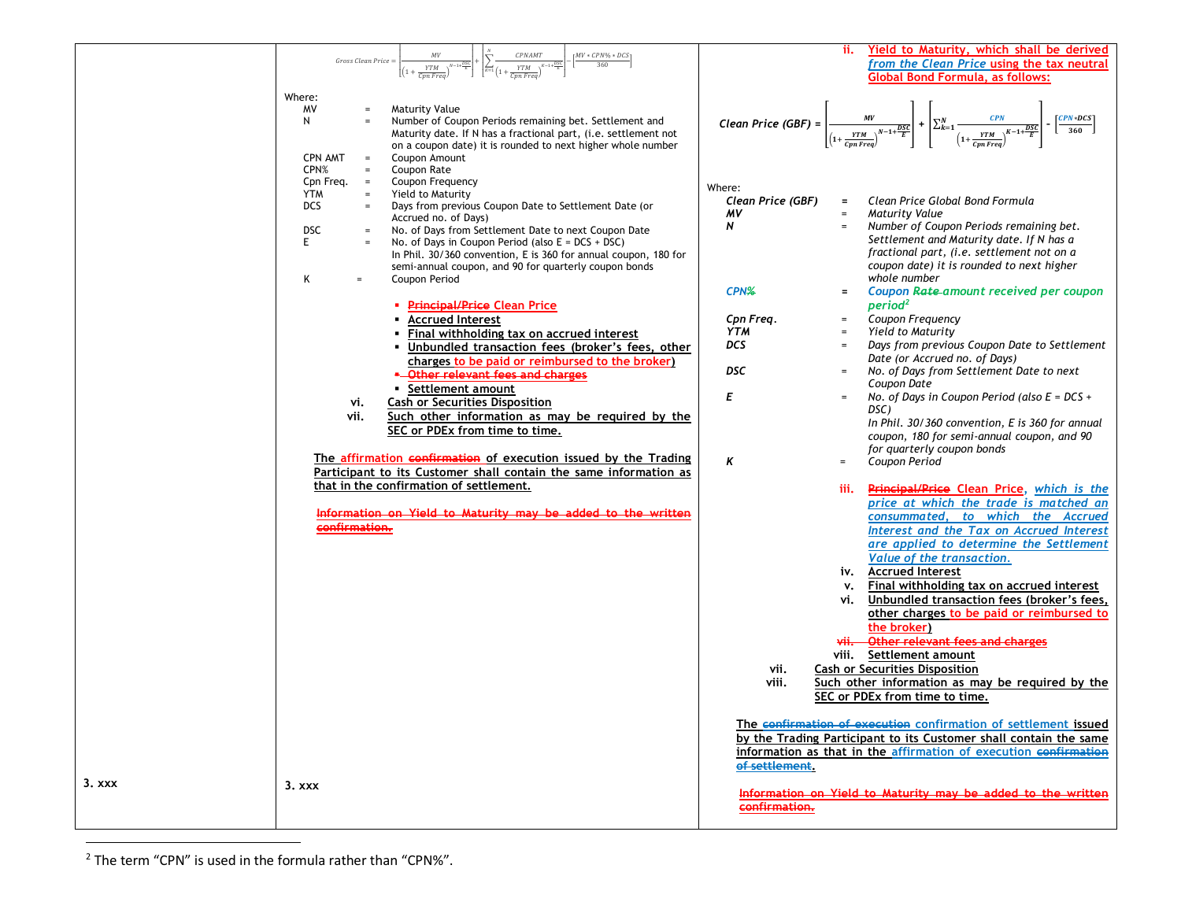| | | |
|---|---|---|
| | $$Gross\ Clean\ Price = \left[\frac{MV}{\left(1+\frac{YTM}{Cpn\ Freq}\right)^{N-1+\frac{DSC}{E}}}\right] + \left[\sum_{K=1}^{N}\frac{CPNAMT}{\left(1+\frac{YTM}{Cpn\ Freq}\right)^{K-1+\frac{DSC}{E}}}\right] - \left[\frac{MV * CPN\% * DCS}{360}\right]$$ Where: MV = Maturity Value; N = Number of Coupon Periods remaining bet. Settlement and Maturity date. If N has a fractional part, (i.e. settlement not on a coupon date) it is rounded to next higher whole number; CPN AMT = Coupon Amount; CPN% = Coupon Rate; Cpn Freq. = Coupon Frequency; YTM = Yield to Maturity; DCS = Days from previous Coupon Date to Settlement Date (or Accrued no. of Days); DSC = No. of Days from Settlement Date to next Coupon Date; E = No. of Days in Coupon Period (also E = DCS + DSC) In Phil. 30/360 convention, E is 360 for annual coupon, 180 for semi-annual coupon, and 90 for quarterly coupon bonds; K = Coupon Period<br>▪ ~~Principal/Price~~ Clean Price<br>▪ Accrued Interest<br>▪ Final withholding tax on accrued interest<br>▪ Unbundled transaction fees (broker's fees, other charges to be paid or reimbursed to the broker)<br>▪ ~~Other relevant fees and charges~~<br>▪ Settlement amount<br>vi. Cash or Securities Disposition<br>vii. Such other information as may be required by the SEC or PDEx from time to time.<br><br>The affirmation ~~confirmation~~ of execution issued by the Trading Participant to its Customer shall contain the same information as that in the confirmation of settlement.<br><br>~~Information on Yield to Maturity may be added to the written confirmation.~~ | ii. Yield to Maturity, which shall be derived from the Clean Price using the tax neutral Global Bond Formula, as follows:<br>$$Clean\ Price\ (GBF) = \left[\frac{MV}{\left(1+\frac{YTM}{Cpn\ Freq}\right)^{N-1+\frac{DSC}{E}}}\right] + \left[\sum_{k=1}^{N}\frac{CPN}{\left(1+\frac{YTM}{Cpn\ Freq}\right)^{K-1+\frac{DSC}{E}}}\right] - \left[\frac{CPN * DCS}{360}\right]$$ Where: Clean Price (GBF) = Clean Price Global Bond Formula; MV = Maturity Value; N = Number of Coupon Periods remaining bet. Settlement and Maturity date. If N has a fractional part, (i.e. settlement not on a coupon date) it is rounded to next higher whole number; CPN~~%~~ = Coupon ~~Rate~~ amount received per coupon period[2]; Cpn Freq. = Coupon Frequency; YTM = Yield to Maturity; DCS = Days from previous Coupon Date to Settlement Date (or Accrued no. of Days); DSC = No. of Days from Settlement Date to next Coupon Date; E = No. of Days in Coupon Period (also E = DCS + DSC) In Phil. 30/360 convention, E is 360 for annual coupon, 180 for semi-annual coupon, and 90 for quarterly coupon bonds; K = Coupon Period<br>iii. ~~Principal/Price~~ Clean Price, which is the price at which the trade is matched an consummated, to which the Accrued Interest and the Tax on Accrued Interest are applied to determine the Settlement Value of the transaction.<br>iv. Accrued Interest<br>v. Final withholding tax on accrued interest<br>vi. Unbundled transaction fees (broker's fees, other charges to be paid or reimbursed to the broker)<br>~~vii. Other relevant fees and charges~~<br>viii. Settlement amount<br>vii. Cash or Securities Disposition<br>viii. Such other information as may be required by the SEC or PDEx from time to time.<br><br>The ~~confirmation of execution~~ confirmation of settlement issued by the Trading Participant to its Customer shall contain the same information as that in the affirmation of execution ~~confirmation of settlement~~.<br><br>~~Information on Yield to Maturity may be added to the written confirmation.~~ |
| 3. xxx | 3. xxx | |

[2] The term "CPN" is used in the formula rather than "CPN%".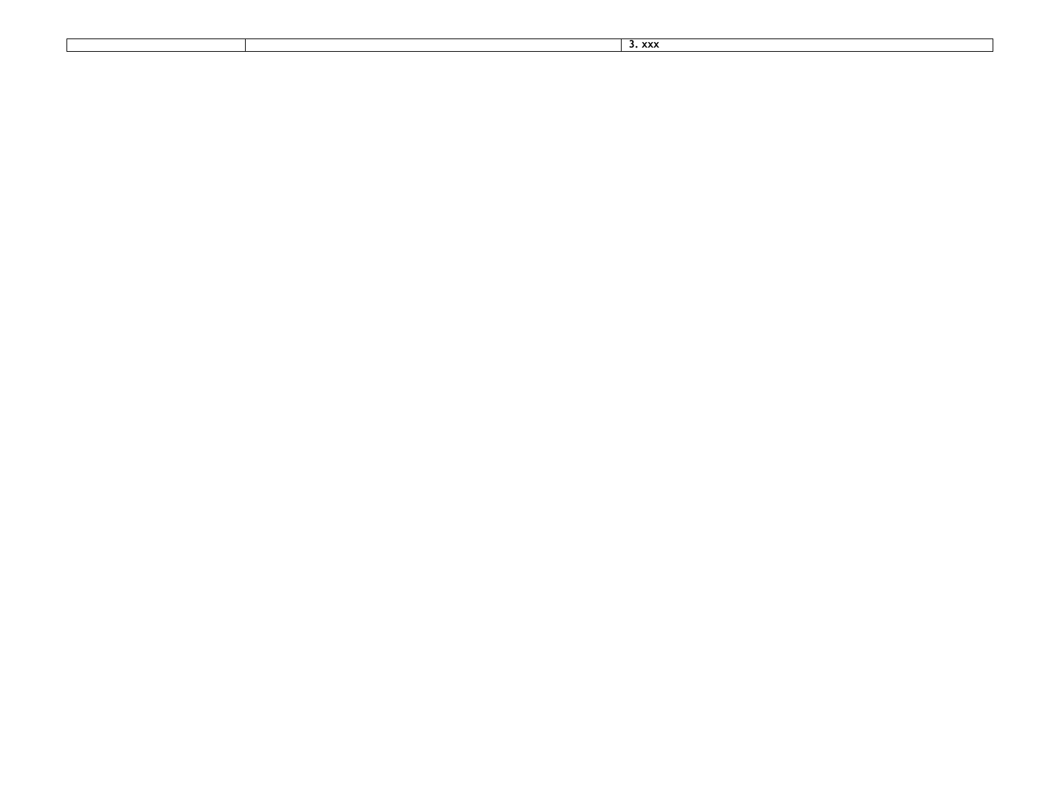| | | |
|---|---|---|
| | | **3. xxx** |